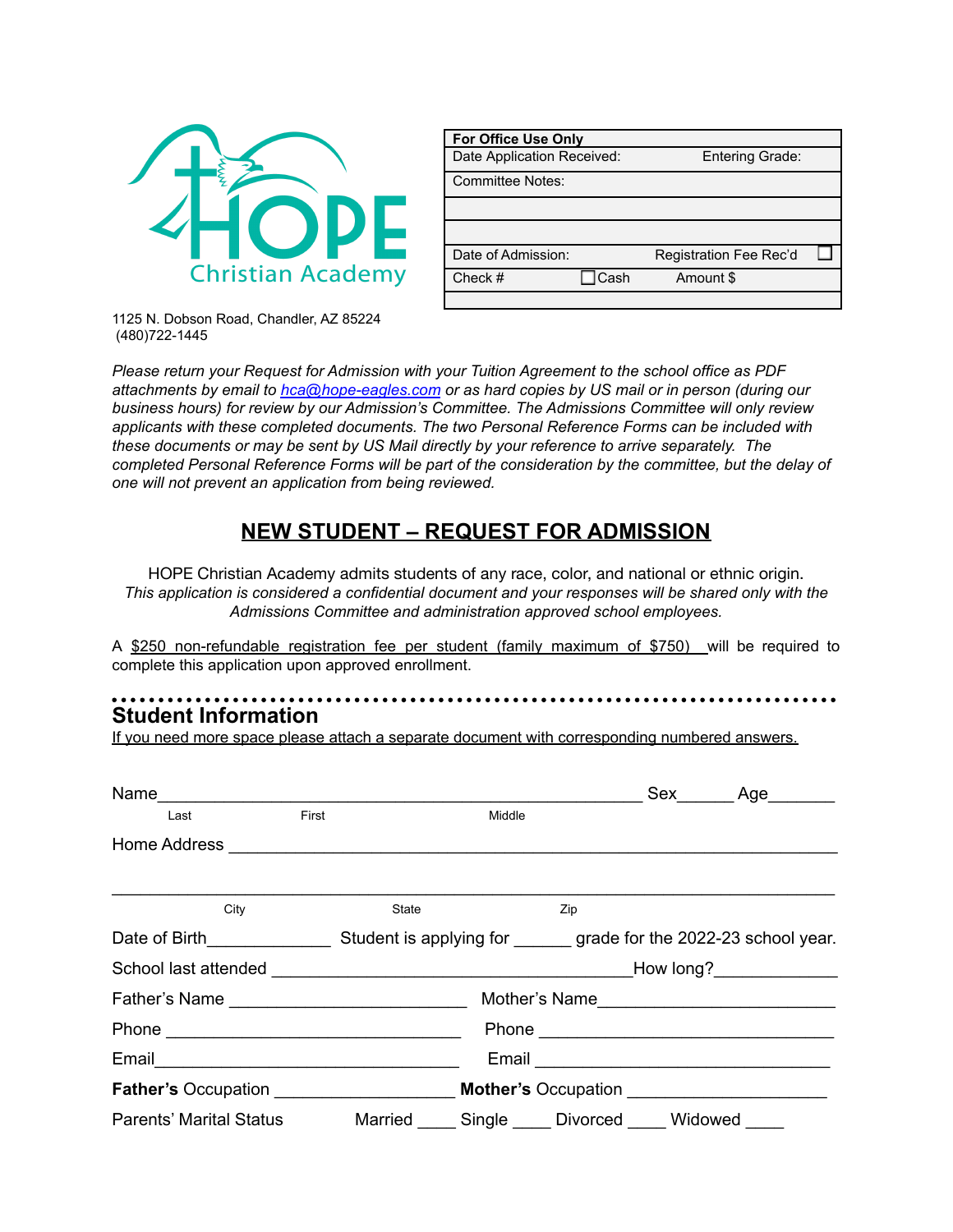HOPE Christian Academy

1125 N. Dobson Road, Chandler, AZ 85224
(480)722-1445

| For Office Use Only | |
|---|---|
| Date Application Received: | Entering Grade: |
| Committee Notes: | |
| | |
| | |
| Date of Admission: | Registration Fee Rec'd ☐ |
| Check # ☐Cash | Amount $ |
| | |

*Please return your Request for Admission with your Tuition Agreement to the school office as PDF attachments by email to [hca@hope-eagles.com](mailto:hca@hope-eagles.com) or as hard copies by US mail or in person (during our business hours) for review by our Admission's Committee. The Admissions Committee will only review applicants with these completed documents. The two Personal Reference Forms can be included with these documents or may be sent by US Mail directly by your reference to arrive separately. The completed Personal Reference Forms will be part of the consideration by the committee, but the delay of one will not prevent an application from being reviewed.*

# NEW STUDENT – REQUEST FOR ADMISSION

HOPE Christian Academy admits students of any race, color, and national or ethnic origin.
*This application is considered a confidential document and your responses will be shared only with the Admissions Committee and administration approved school employees.*

A <u>$250 non-refundable registration fee per student (family maximum of $750)</u> will be required to complete this application upon approved enrollment.

## Student Information

<u>If you need more space please attach a separate document with corresponding numbered answers.</u>

Name_____________________________________________ Sex______ Age_______
Last First Middle

Home Address ___________________________________________________________

________________________________________________________________________
City State Zip

Date of Birth_____________ Student is applying for ______ grade for the 2022-23 school year.

School last attended ____________________________________How long?____________

Father's Name ________________________ Mother's Name________________________

Phone ______________________________ Phone ______________________________

Email_______________________________ Email ______________________________

**Father's** Occupation ___________________ **Mother's** Occupation ___________________

Parents' Marital Status Married ____ Single ____ Divorced ____ Widowed ____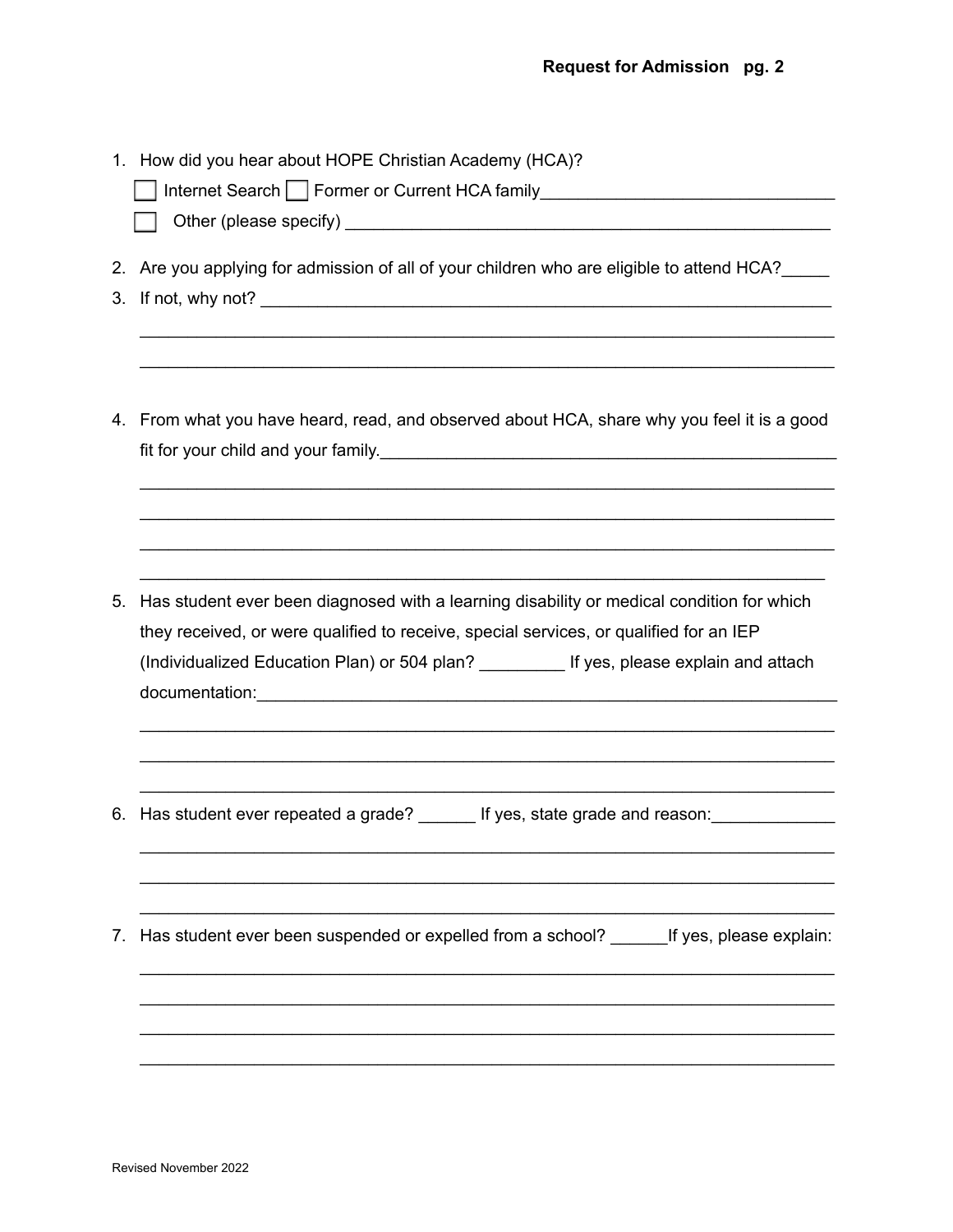1. How did you hear about HOPE Christian Academy (HCA)?

   ☐ Internet Search ☐ Former or Current HCA family______________________________

   ☐ Other (please specify) ____________________________________________________

2. Are you applying for admission of all of your children who are eligible to attend HCA?_____

3. If not, why not? ___________________________________________________________

   ________________________________________________________________________

   ________________________________________________________________________

4. From what you have heard, read, and observed about HCA, share why you feel it is a good fit for your child and your family.__________________________________________________

   ________________________________________________________________________

   ________________________________________________________________________

   ________________________________________________________________________

   ________________________________________________________________________

5. Has student ever been diagnosed with a learning disability or medical condition for which they received, or were qualified to receive, special services, or qualified for an IEP (Individualized Education Plan) or 504 plan? _________ If yes, please explain and attach documentation:___________________________________________________________

   ________________________________________________________________________

   ________________________________________________________________________

   ________________________________________________________________________

6. Has student ever repeated a grade? ______ If yes, state grade and reason:_____________

   ________________________________________________________________________

   ________________________________________________________________________

   ________________________________________________________________________

7. Has student ever been suspended or expelled from a school? ______If yes, please explain:

   ________________________________________________________________________

   ________________________________________________________________________

   ________________________________________________________________________

   ________________________________________________________________________

Revised November 2022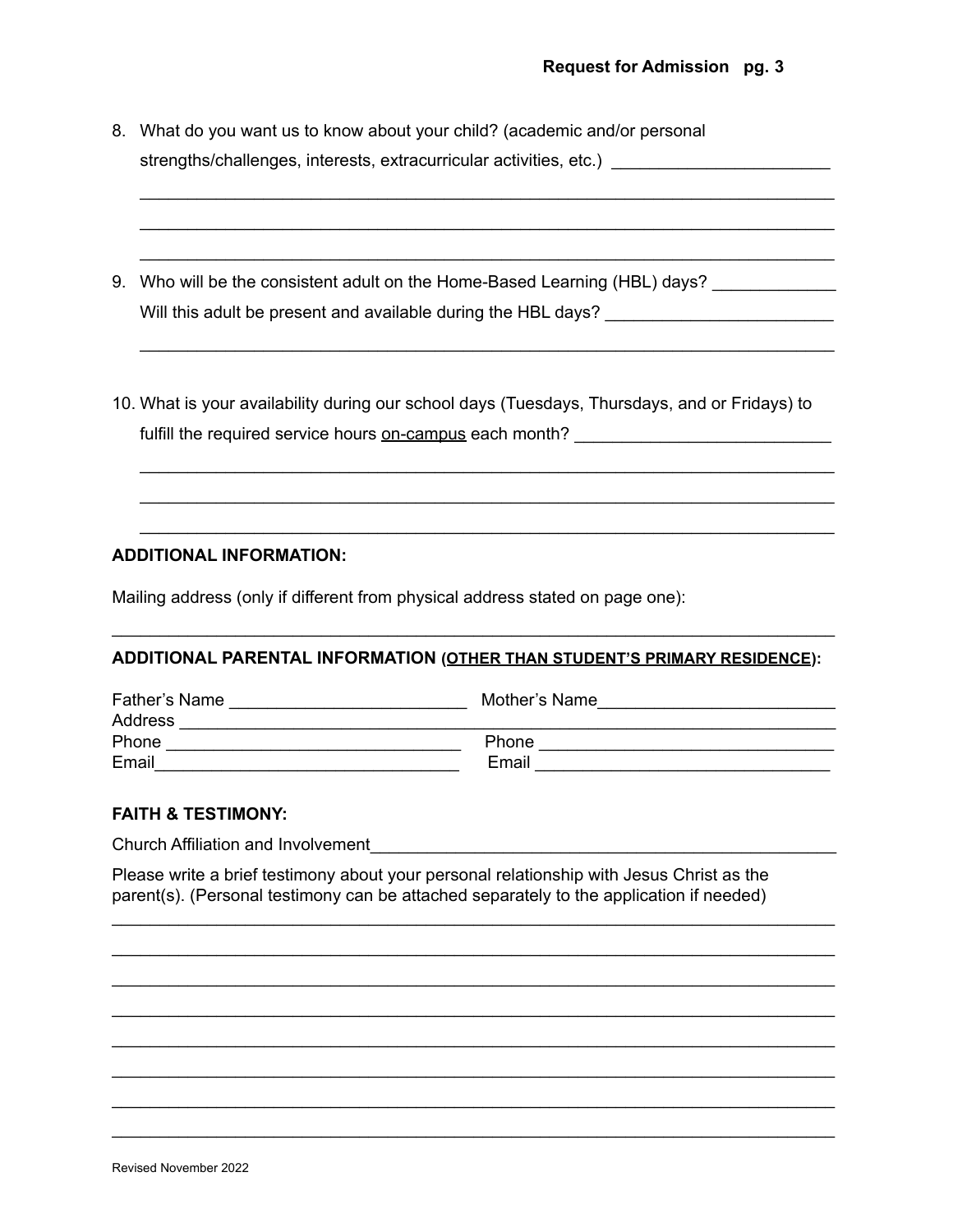8. What do you want us to know about your child? (academic and/or personal strengths/challenges, interests, extracurricular activities, etc.) _______________________

_____________________________________________________________________________

_____________________________________________________________________________

_____________________________________________________________________________

9. Who will be the consistent adult on the Home-Based Learning (HBL) days? _____________
   Will this adult be present and available during the HBL days? ________________________

_____________________________________________________________________________

10. What is your availability during our school days (Tuesdays, Thursdays, and or Fridays) to fulfill the required service hours <u>on-campus</u> each month? ___________________________

_____________________________________________________________________________

_____________________________________________________________________________

_____________________________________________________________________________

**ADDITIONAL INFORMATION:**

Mailing address (only if different from physical address stated on page one):

_____________________________________________________________________________

**ADDITIONAL PARENTAL INFORMATION (<u>OTHER THAN STUDENT'S PRIMARY RESIDENCE</u>):**

Father's Name _________________________ Mother's Name_________________________
Address _____________________________________________________________________
Phone _______________________________ Phone _______________________________
Email________________________________ Email _______________________________

**FAITH & TESTIMONY:**

Church Affiliation and Involvement__________________________________________________

Please write a brief testimony about your personal relationship with Jesus Christ as the parent(s). (Personal testimony can be attached separately to the application if needed)

_____________________________________________________________________________

_____________________________________________________________________________

_____________________________________________________________________________

_____________________________________________________________________________

_____________________________________________________________________________

_____________________________________________________________________________

_____________________________________________________________________________

_____________________________________________________________________________

Revised November 2022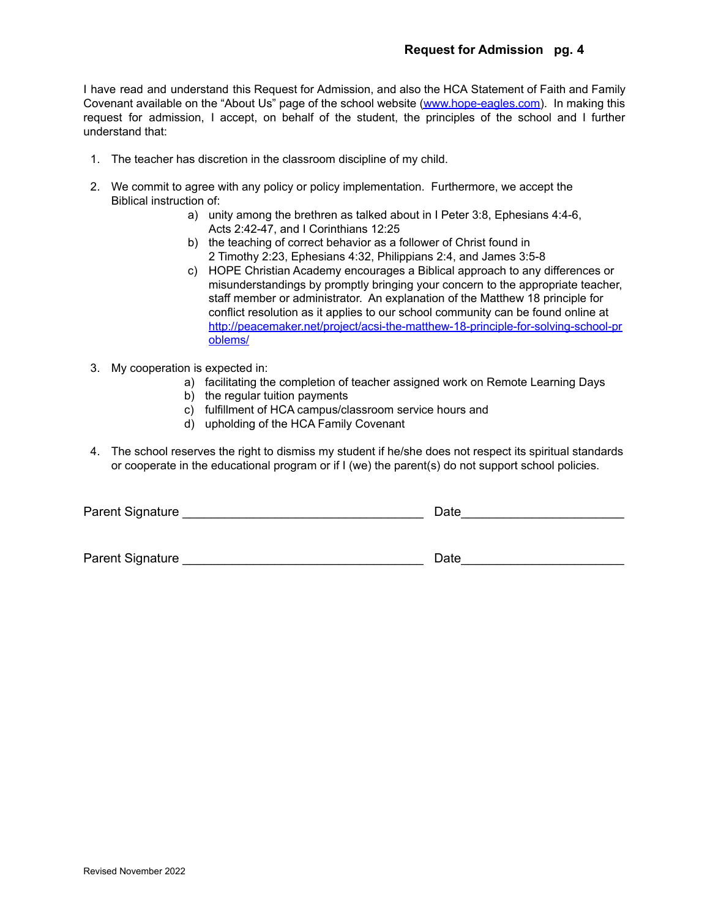**Request for Admission pg. 4**

I have read and understand this Request for Admission, and also the HCA Statement of Faith and Family Covenant available on the "About Us" page of the school website (www.hope-eagles.com). In making this request for admission, I accept, on behalf of the student, the principles of the school and I further understand that:

1. The teacher has discretion in the classroom discipline of my child.
2. We commit to agree with any policy or policy implementation. Furthermore, we accept the Biblical instruction of:
   a) unity among the brethren as talked about in I Peter 3:8, Ephesians 4:4-6, Acts 2:42-47, and I Corinthians 12:25
   b) the teaching of correct behavior as a follower of Christ found in 2 Timothy 2:23, Ephesians 4:32, Philippians 2:4, and James 3:5-8
   c) HOPE Christian Academy encourages a Biblical approach to any differences or misunderstandings by promptly bringing your concern to the appropriate teacher, staff member or administrator. An explanation of the Matthew 18 principle for conflict resolution as it applies to our school community can be found online at http://peacemaker.net/project/acsi-the-matthew-18-principle-for-solving-school-problems/
3. My cooperation is expected in:
   a) facilitating the completion of teacher assigned work on Remote Learning Days
   b) the regular tuition payments
   c) fulfillment of HCA campus/classroom service hours and
   d) upholding of the HCA Family Covenant
4. The school reserves the right to dismiss my student if he/she does not respect its spiritual standards or cooperate in the educational program or if I (we) the parent(s) do not support school policies.

Parent Signature ________________________________ Date ______________________

Parent Signature ________________________________ Date ______________________

Revised November 2022